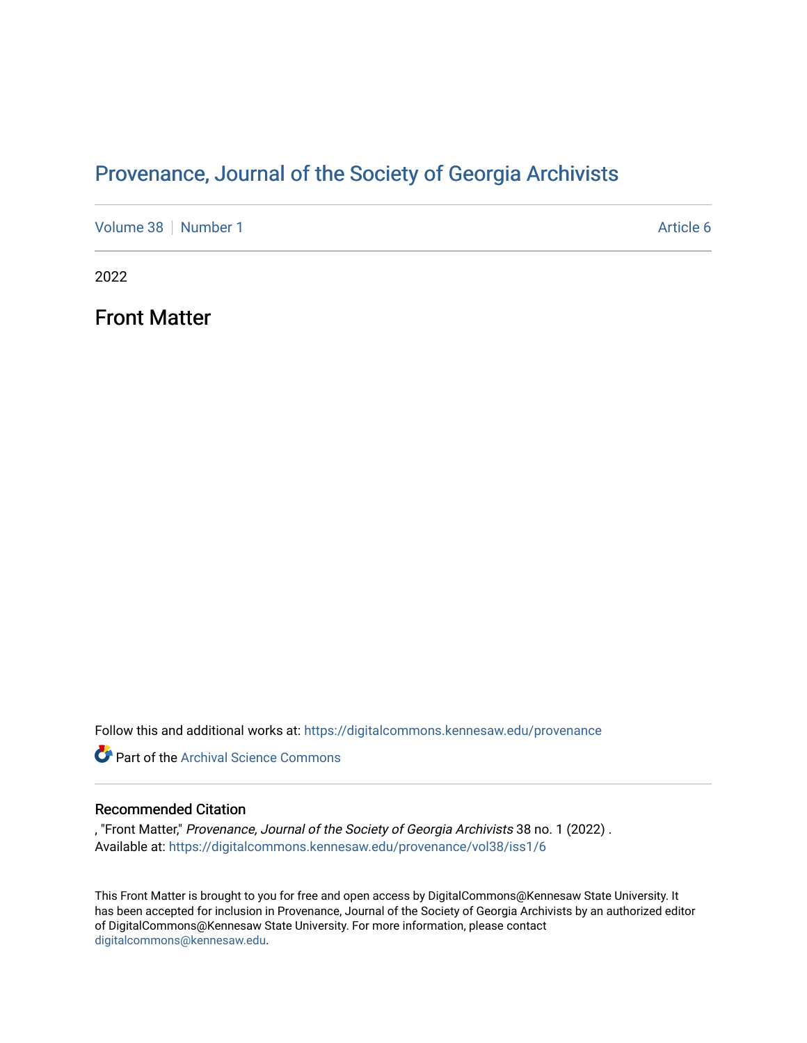# Provenance, Journal of the Society of Georgia Archivists

Volume 38 | Number 1 Article 6

2022

## Front Matter

Follow this and additional works at: https://digitalcommons.kennesaw.edu/provenance

Part of the Archival Science Commons

### Recommended Citation

, "Front Matter," *Provenance, Journal of the Society of Georgia Archivists* 38 no. 1 (2022) .
Available at: https://digitalcommons.kennesaw.edu/provenance/vol38/iss1/6

This Front Matter is brought to you for free and open access by DigitalCommons@Kennesaw State University. It has been accepted for inclusion in Provenance, Journal of the Society of Georgia Archivists by an authorized editor of DigitalCommons@Kennesaw State University. For more information, please contact digitalcommons@kennesaw.edu.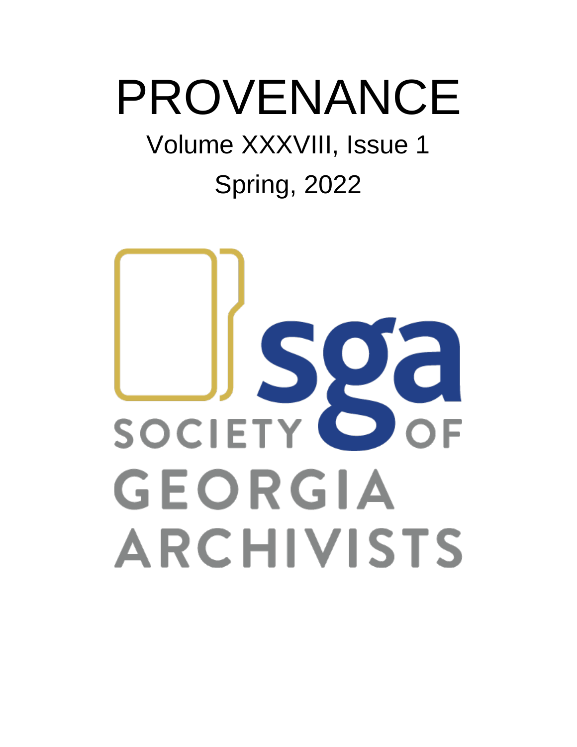# PROVENANCE

Volume XXXVIII, Issue 1

Spring, 2022

SGA SOCIETY OF GEORGIA ARCHIVISTS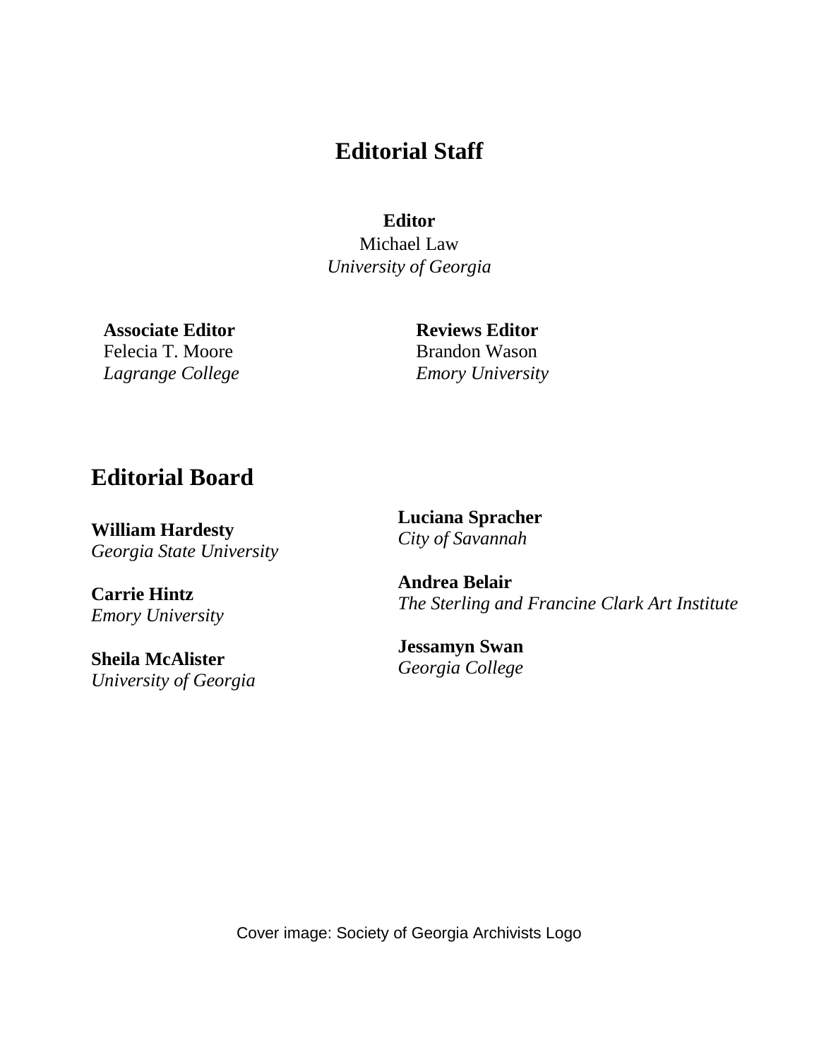# Editorial Staff

**Editor**
Michael Law
*University of Georgia*

**Associate Editor**
Felecia T. Moore
*Lagrange College*

**Reviews Editor**
Brandon Wason
*Emory University*

## Editorial Board

**William Hardesty**
*Georgia State University*

**Carrie Hintz**
*Emory University*

**Sheila McAlister**
*University of Georgia*

**Luciana Spracher**
*City of Savannah*

**Andrea Belair**
*The Sterling and Francine Clark Art Institute*

**Jessamyn Swan**
*Georgia College*

Cover image: Society of Georgia Archivists Logo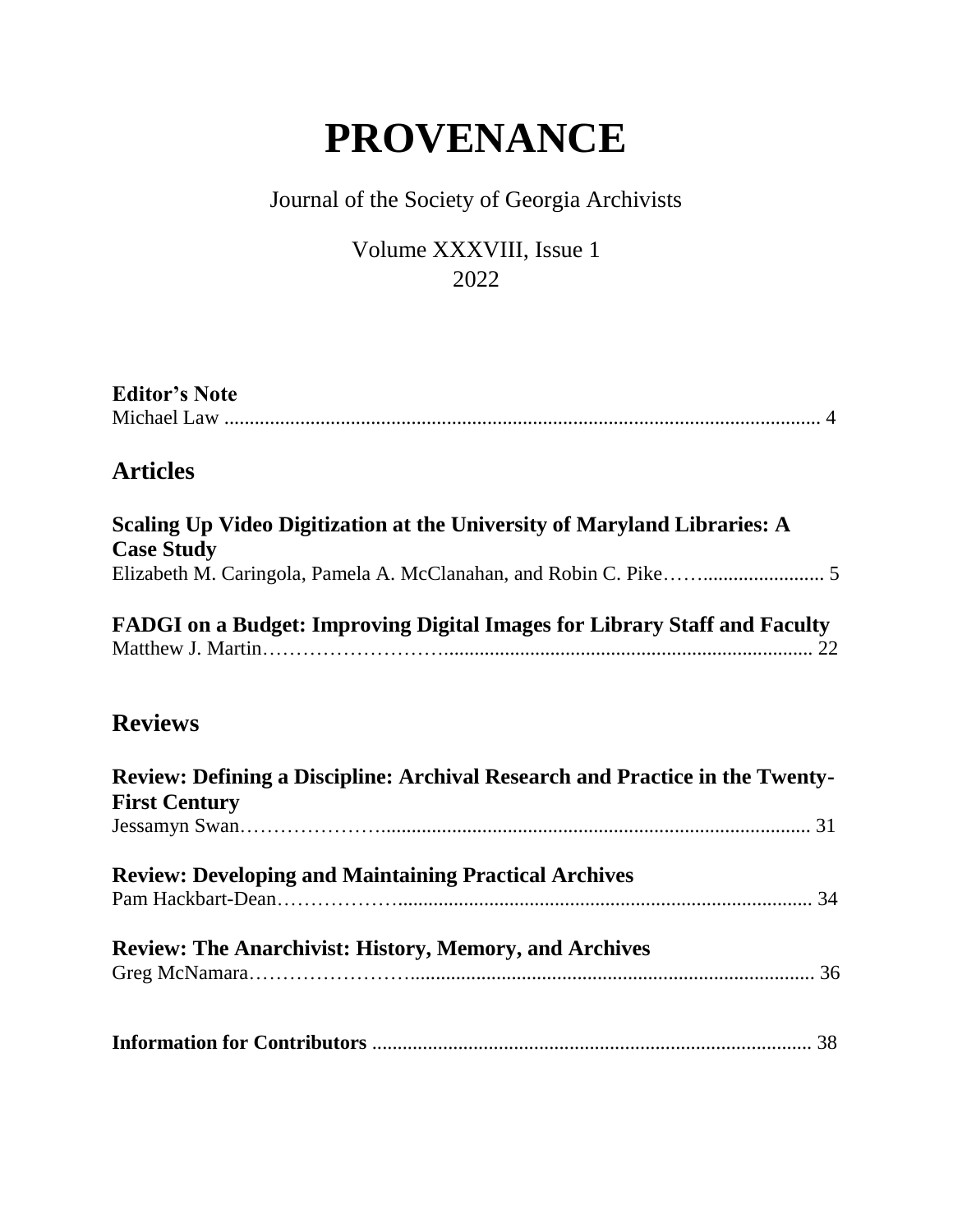# PROVENANCE

Journal of the Society of Georgia Archivists

Volume XXXVIII, Issue 1
2022

**Editor's Note**
Michael Law ........................................................................................................ 4

## Articles

**Scaling Up Video Digitization at the University of Maryland Libraries: A Case Study**
Elizabeth M. Caringola, Pamela A. McClanahan, and Robin C. Pike……....................... 5

**FADGI on a Budget: Improving Digital Images for Library Staff and Faculty**
Matthew J. Martin……………………......................................................................... 22

## Reviews

**Review: Defining a Discipline: Archival Research and Practice in the Twenty-First Century**
Jessamyn Swan………………….................................................................................... 31

**Review: Developing and Maintaining Practical Archives**
Pam Hackbart-Dean………………................................................................................. 34

**Review: The Anarchivist: History, Memory, and Archives**
Greg McNamara………………….................................................................................. 36

**Information for Contributors** ....................................................................................... 38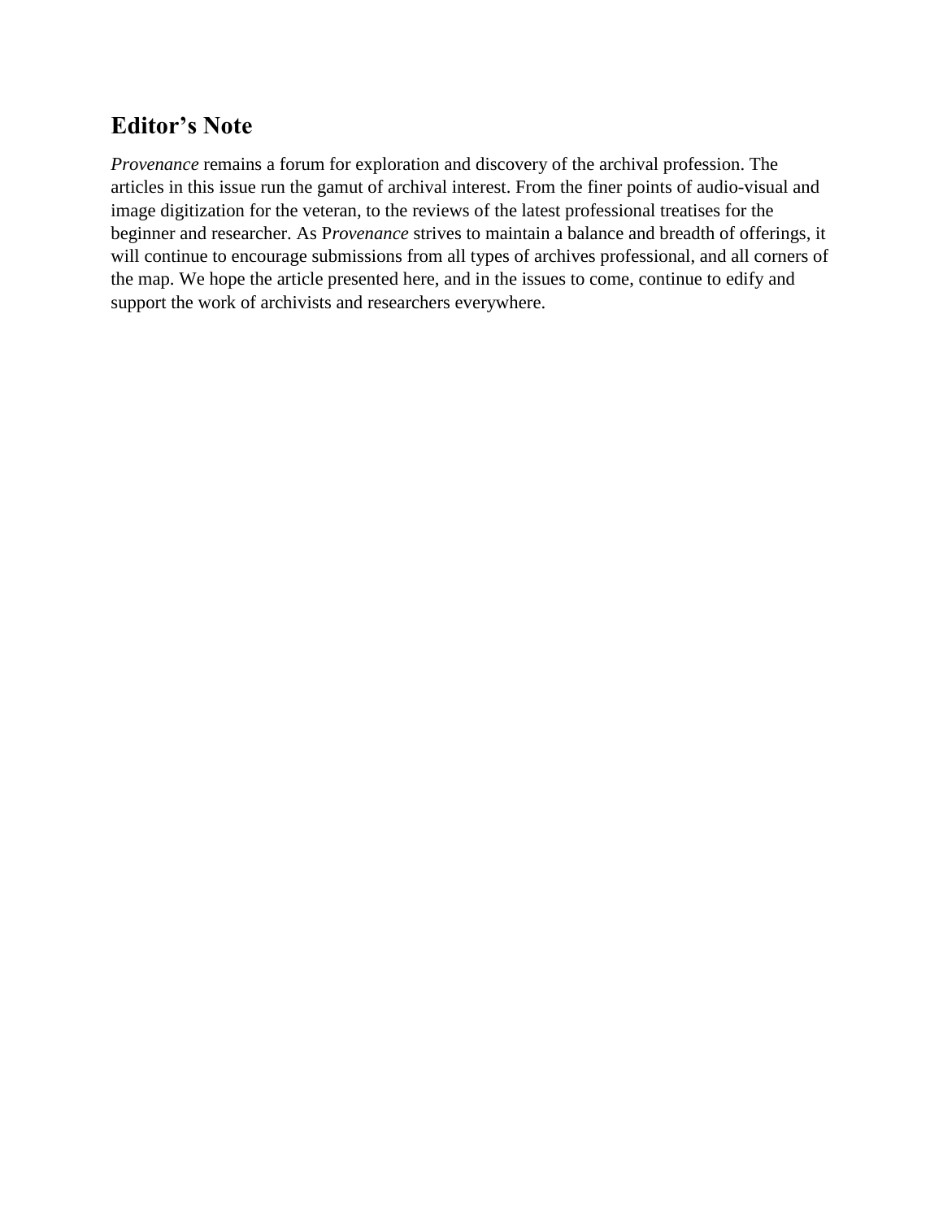## Editor's Note

*Provenance* remains a forum for exploration and discovery of the archival profession. The articles in this issue run the gamut of archival interest. From the finer points of audio-visual and image digitization for the veteran, to the reviews of the latest professional treatises for the beginner and researcher. As P*rovenance* strives to maintain a balance and breadth of offerings, it will continue to encourage submissions from all types of archives professional, and all corners of the map. We hope the article presented here, and in the issues to come, continue to edify and support the work of archivists and researchers everywhere.